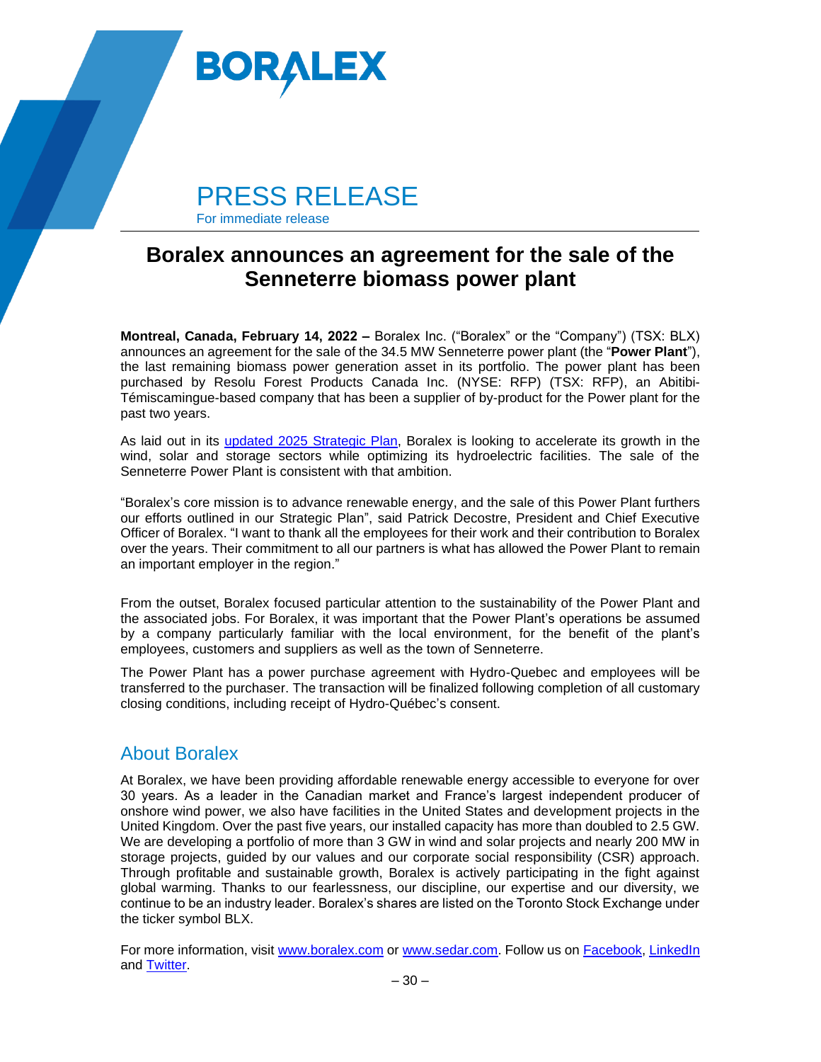# PRESS RELEASE

For immediate release

## Boralex announces an agreement for the sale of the Senneterre biomass power plant

**Montreal, Canada, February 14, 2022 –** Boralex Inc. ("Boralex" or the "Company") (TSX: BLX) announces an agreement for the sale of the 34.5 MW Senneterre power plant (the "**Power Plant**"), the last remaining biomass power generation asset in its portfolio. The power plant has been purchased by Resolu Forest Products Canada Inc. (NYSE: RFP) (TSX: RFP), an Abitibi-Témiscamingue-based company that has been a supplier of by-product for the Power plant for the past two years.

As laid out in its updated 2025 Strategic Plan, Boralex is looking to accelerate its growth in the wind, solar and storage sectors while optimizing its hydroelectric facilities. The sale of the Senneterre Power Plant is consistent with that ambition.

"Boralex's core mission is to advance renewable energy, and the sale of this Power Plant furthers our efforts outlined in our Strategic Plan", said Patrick Decostre, President and Chief Executive Officer of Boralex. "I want to thank all the employees for their work and their contribution to Boralex over the years. Their commitment to all our partners is what has allowed the Power Plant to remain an important employer in the region."

From the outset, Boralex focused particular attention to the sustainability of the Power Plant and the associated jobs. For Boralex, it was important that the Power Plant's operations be assumed by a company particularly familiar with the local environment, for the benefit of the plant's employees, customers and suppliers as well as the town of Senneterre.

The Power Plant has a power purchase agreement with Hydro-Quebec and employees will be transferred to the purchaser. The transaction will be finalized following completion of all customary closing conditions, including receipt of Hydro-Québec's consent.

## About Boralex

At Boralex, we have been providing affordable renewable energy accessible to everyone for over 30 years. As a leader in the Canadian market and France's largest independent producer of onshore wind power, we also have facilities in the United States and development projects in the United Kingdom. Over the past five years, our installed capacity has more than doubled to 2.5 GW. We are developing a portfolio of more than 3 GW in wind and solar projects and nearly 200 MW in storage projects, guided by our values and our corporate social responsibility (CSR) approach. Through profitable and sustainable growth, Boralex is actively participating in the fight against global warming. Thanks to our fearlessness, our discipline, our expertise and our diversity, we continue to be an industry leader. Boralex's shares are listed on the Toronto Stock Exchange under the ticker symbol BLX.

For more information, visit www.boralex.com or www.sedar.com. Follow us on Facebook, LinkedIn and Twitter.

– 30 –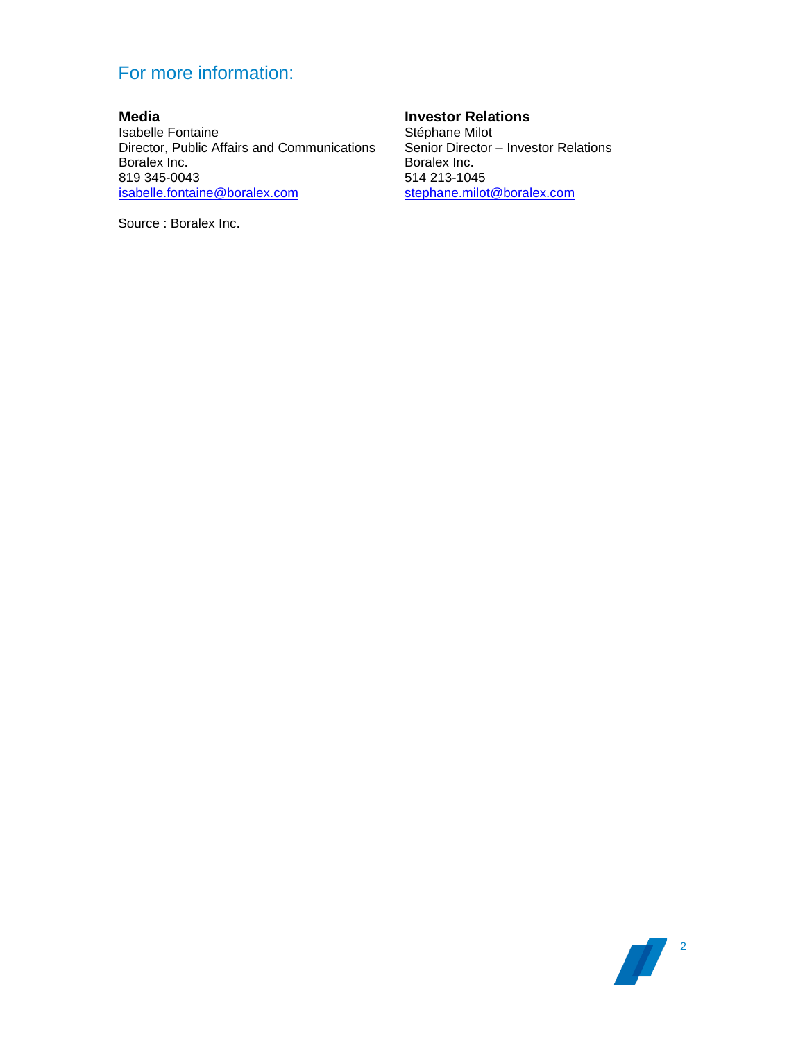## For more information:

**Media**
Isabelle Fontaine
Director, Public Affairs and Communications
Boralex Inc.
819 345-0043
isabelle.fontaine@boralex.com

**Investor Relations**
Stéphane Milot
Senior Director – Investor Relations
Boralex Inc.
514 213-1045
stephane.milot@boralex.com

Source : Boralex Inc.